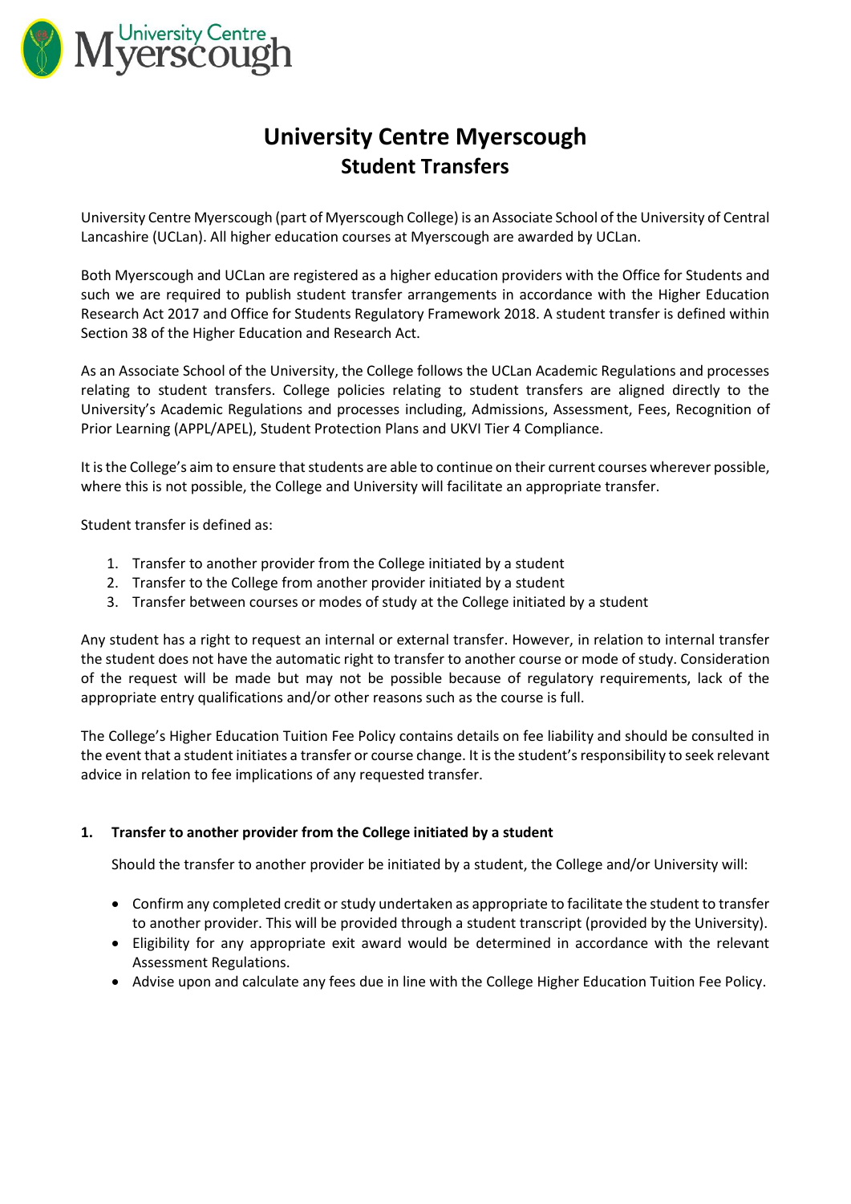# University Centre Myerscough
## Student Transfers

University Centre Myerscough (part of Myerscough College) is an Associate School of the University of Central Lancashire (UCLan). All higher education courses at Myerscough are awarded by UCLan.

Both Myerscough and UCLan are registered as a higher education providers with the Office for Students and such we are required to publish student transfer arrangements in accordance with the Higher Education Research Act 2017 and Office for Students Regulatory Framework 2018. A student transfer is defined within Section 38 of the Higher Education and Research Act.

As an Associate School of the University, the College follows the UCLan Academic Regulations and processes relating to student transfers. College policies relating to student transfers are aligned directly to the University's Academic Regulations and processes including, Admissions, Assessment, Fees, Recognition of Prior Learning (APPL/APEL), Student Protection Plans and UKVI Tier 4 Compliance.

It is the College's aim to ensure that students are able to continue on their current courses wherever possible, where this is not possible, the College and University will facilitate an appropriate transfer.

Student transfer is defined as:

1. Transfer to another provider from the College initiated by a student
2. Transfer to the College from another provider initiated by a student
3. Transfer between courses or modes of study at the College initiated by a student

Any student has a right to request an internal or external transfer. However, in relation to internal transfer the student does not have the automatic right to transfer to another course or mode of study. Consideration of the request will be made but may not be possible because of regulatory requirements, lack of the appropriate entry qualifications and/or other reasons such as the course is full.

The College's Higher Education Tuition Fee Policy contains details on fee liability and should be consulted in the event that a student initiates a transfer or course change. It is the student's responsibility to seek relevant advice in relation to fee implications of any requested transfer.

### 1. Transfer to another provider from the College initiated by a student

Should the transfer to another provider be initiated by a student, the College and/or University will:

- Confirm any completed credit or study undertaken as appropriate to facilitate the student to transfer to another provider. This will be provided through a student transcript (provided by the University).
- Eligibility for any appropriate exit award would be determined in accordance with the relevant Assessment Regulations.
- Advise upon and calculate any fees due in line with the College Higher Education Tuition Fee Policy.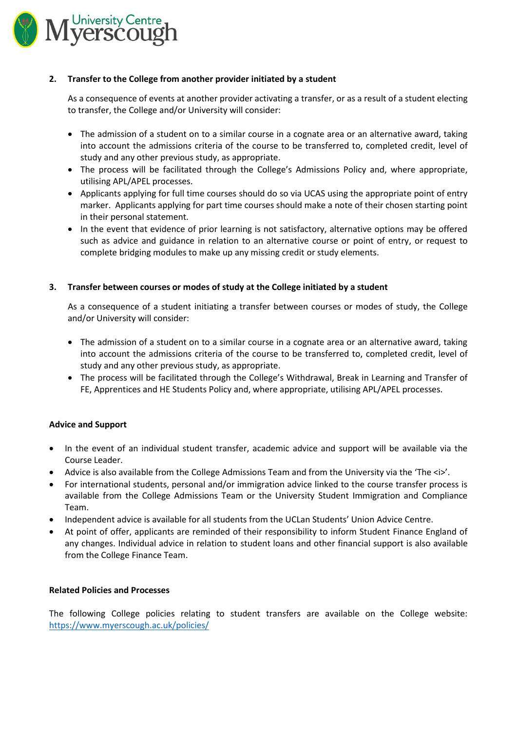## 2. Transfer to the College from another provider initiated by a student

As a consequence of events at another provider activating a transfer, or as a result of a student electing to transfer, the College and/or University will consider:

- The admission of a student on to a similar course in a cognate area or an alternative award, taking into account the admissions criteria of the course to be transferred to, completed credit, level of study and any other previous study, as appropriate.
- The process will be facilitated through the College's Admissions Policy and, where appropriate, utilising APL/APEL processes.
- Applicants applying for full time courses should do so via UCAS using the appropriate point of entry marker. Applicants applying for part time courses should make a note of their chosen starting point in their personal statement.
- In the event that evidence of prior learning is not satisfactory, alternative options may be offered such as advice and guidance in relation to an alternative course or point of entry, or request to complete bridging modules to make up any missing credit or study elements.

## 3. Transfer between courses or modes of study at the College initiated by a student

As a consequence of a student initiating a transfer between courses or modes of study, the College and/or University will consider:

- The admission of a student on to a similar course in a cognate area or an alternative award, taking into account the admissions criteria of the course to be transferred to, completed credit, level of study and any other previous study, as appropriate.
- The process will be facilitated through the College's Withdrawal, Break in Learning and Transfer of FE, Apprentices and HE Students Policy and, where appropriate, utilising APL/APEL processes.

### Advice and Support

- In the event of an individual student transfer, academic advice and support will be available via the Course Leader.
- Advice is also available from the College Admissions Team and from the University via the 'The <i>'.
- For international students, personal and/or immigration advice linked to the course transfer process is available from the College Admissions Team or the University Student Immigration and Compliance Team.
- Independent advice is available for all students from the UCLan Students' Union Advice Centre.
- At point of offer, applicants are reminded of their responsibility to inform Student Finance England of any changes. Individual advice in relation to student loans and other financial support is also available from the College Finance Team.

### Related Policies and Processes

The following College policies relating to student transfers are available on the College website: [https://www.myerscough.ac.uk/policies/](https://www.myerscough.ac.uk/policies/)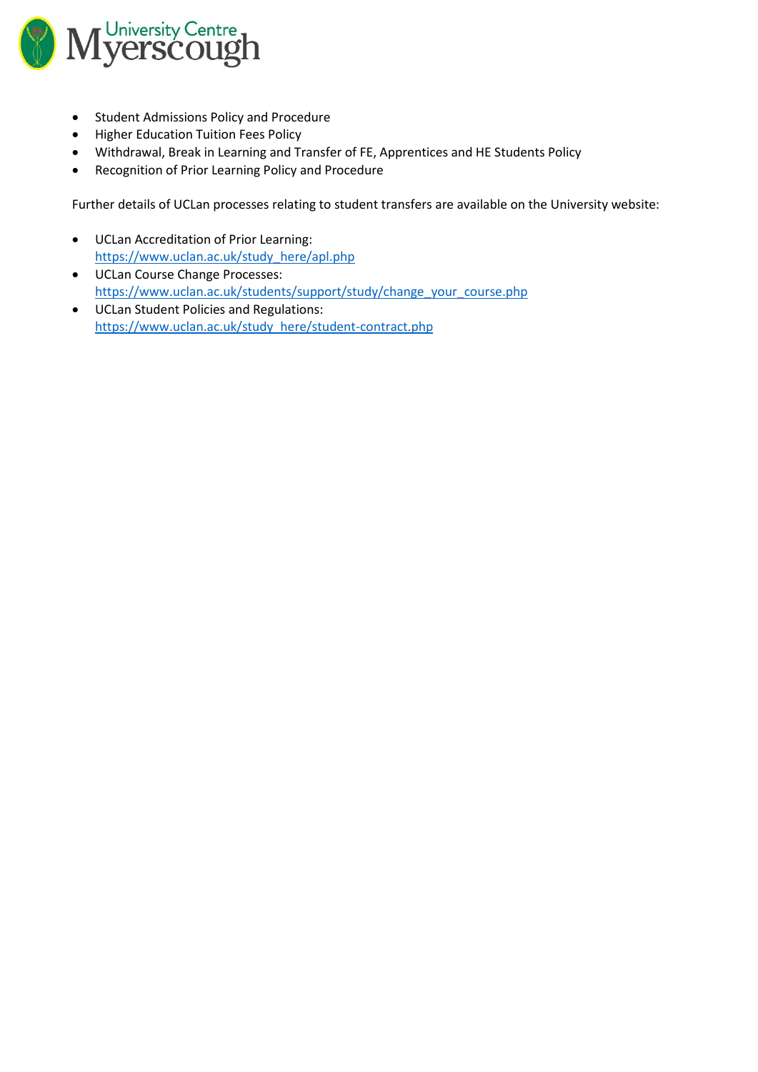- Student Admissions Policy and Procedure
- Higher Education Tuition Fees Policy
- Withdrawal, Break in Learning and Transfer of FE, Apprentices and HE Students Policy
- Recognition of Prior Learning Policy and Procedure

Further details of UCLan processes relating to student transfers are available on the University website:

- UCLan Accreditation of Prior Learning: https://www.uclan.ac.uk/study_here/apl.php
- UCLan Course Change Processes: https://www.uclan.ac.uk/students/support/study/change_your_course.php
- UCLan Student Policies and Regulations: https://www.uclan.ac.uk/study_here/student-contract.php